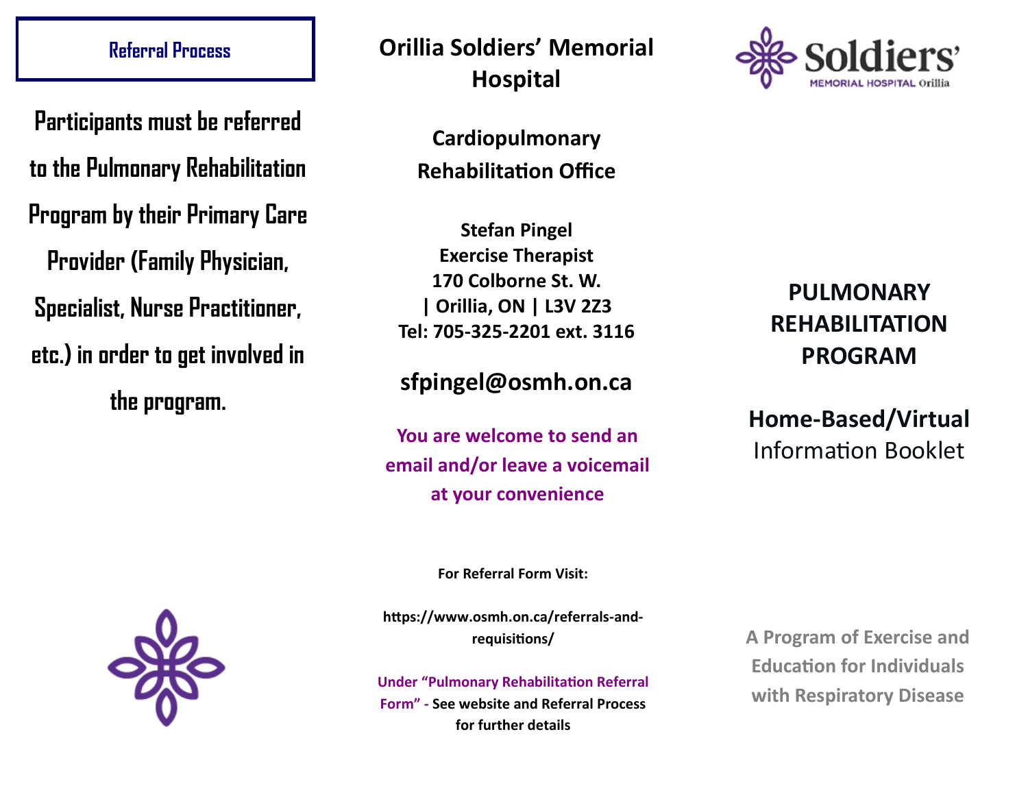## Referral Process

**Participants must be referred to the Pulmonary Rehabilitation Program by their Primary Care Provider (Family Physician, Specialist, Nurse Practitioner, etc.) in order to get involved in the program.**

# Orillia Soldiers' Memorial Hospital

## Cardiopulmonary Rehabilitation Office

**Stefan Pingel**
**Exercise Therapist**
**170 Colborne St. W.**
**| Orillia, ON | L3V 2Z3**
**Tel: 705-325-2201 ext. 3116**

**sfpingel@osmh.on.ca**

**You are welcome to send an email and/or leave a voicemail at your convenience**

**For Referral Form Visit:**

**https://www.osmh.on.ca/referrals-and-requisitions/**

**Under "Pulmonary Rehabilitation Referral Form" - See website and Referral Process for further details**

Soldiers' MEMORIAL HOSPITAL Orillia

# PULMONARY REHABILITATION PROGRAM

**Home-Based/Virtual** Information Booklet

**A Program of Exercise and Education for Individuals with Respiratory Disease**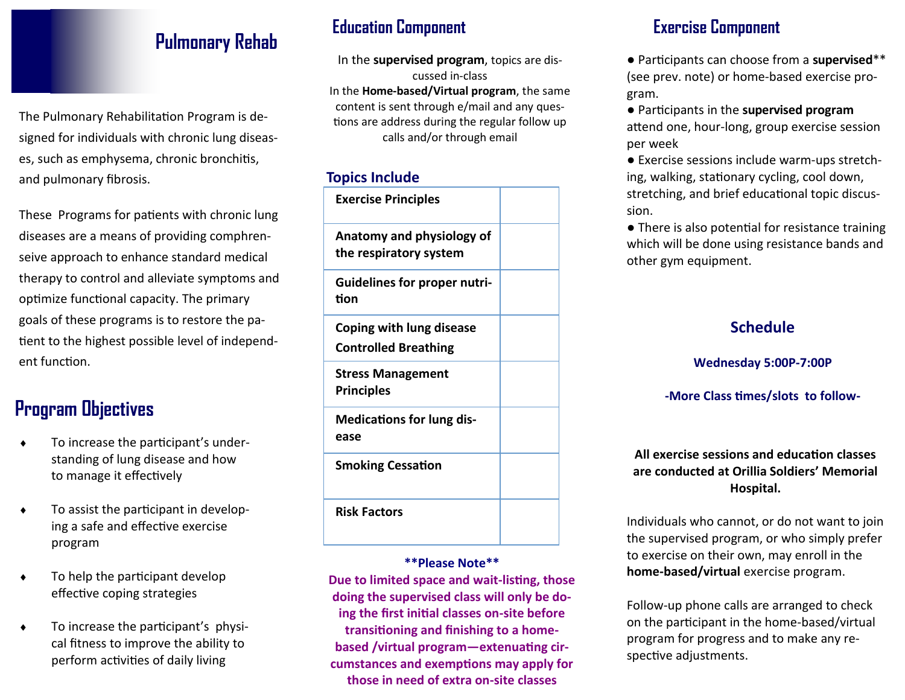# Pulmonary Rehab

The Pulmonary Rehabilitation Program is designed for individuals with chronic lung diseases, such as emphysema, chronic bronchitis, and pulmonary fibrosis.

These Programs for patients with chronic lung diseases are a means of providing comphrenseive approach to enhance standard medical therapy to control and alleviate symptoms and optimize functional capacity. The primary goals of these programs is to restore the patient to the highest possible level of independent function.

## Program Objectives

- To increase the participant's understanding of lung disease and how to manage it effectively
- To assist the participant in developing a safe and effective exercise program
- To help the participant develop effective coping strategies
- To increase the participant's physical fitness to improve the ability to perform activities of daily living

## Education Component

In the **supervised program**, topics are discussed in-class

In the **Home-based/Virtual program**, the same content is sent through e/mail and any questions are address during the regular follow up calls and/or through email

### Topics Include

| | |
|---|---|
| **Exercise Principles** | |
| **Anatomy and physiology of the respiratory system** | |
| **Guidelines for proper nutrition** | |
| **Coping with lung disease Controlled Breathing** | |
| **Stress Management Principles** | |
| **Medications for lung disease** | |
| **Smoking Cessation** | |
| **Risk Factors** | |

****Please Note****

**Due to limited space and wait-listing, those doing the supervised class will only be doing the first initial classes on-site before transitioning and finishing to a home-based /virtual program—extenuating circumstances and exemptions may apply for those in need of extra on-site classes**

## Exercise Component

- Participants can choose from a **supervised**** (see prev. note) or home-based exercise program.
- Participants in the **supervised program** attend one, hour-long, group exercise session per week
- Exercise sessions include warm-ups stretching, walking, stationary cycling, cool down, stretching, and brief educational topic discussion.
- There is also potential for resistance training which will be done using resistance bands and other gym equipment.

## Schedule

**Wednesday 5:00P-7:00P**

**-More Class times/slots to follow-**

**All exercise sessions and education classes are conducted at Orillia Soldiers' Memorial Hospital.**

Individuals who cannot, or do not want to join the supervised program, or who simply prefer to exercise on their own, may enroll in the **home-based/virtual** exercise program.

Follow-up phone calls are arranged to check on the participant in the home-based/virtual program for progress and to make any respective adjustments.